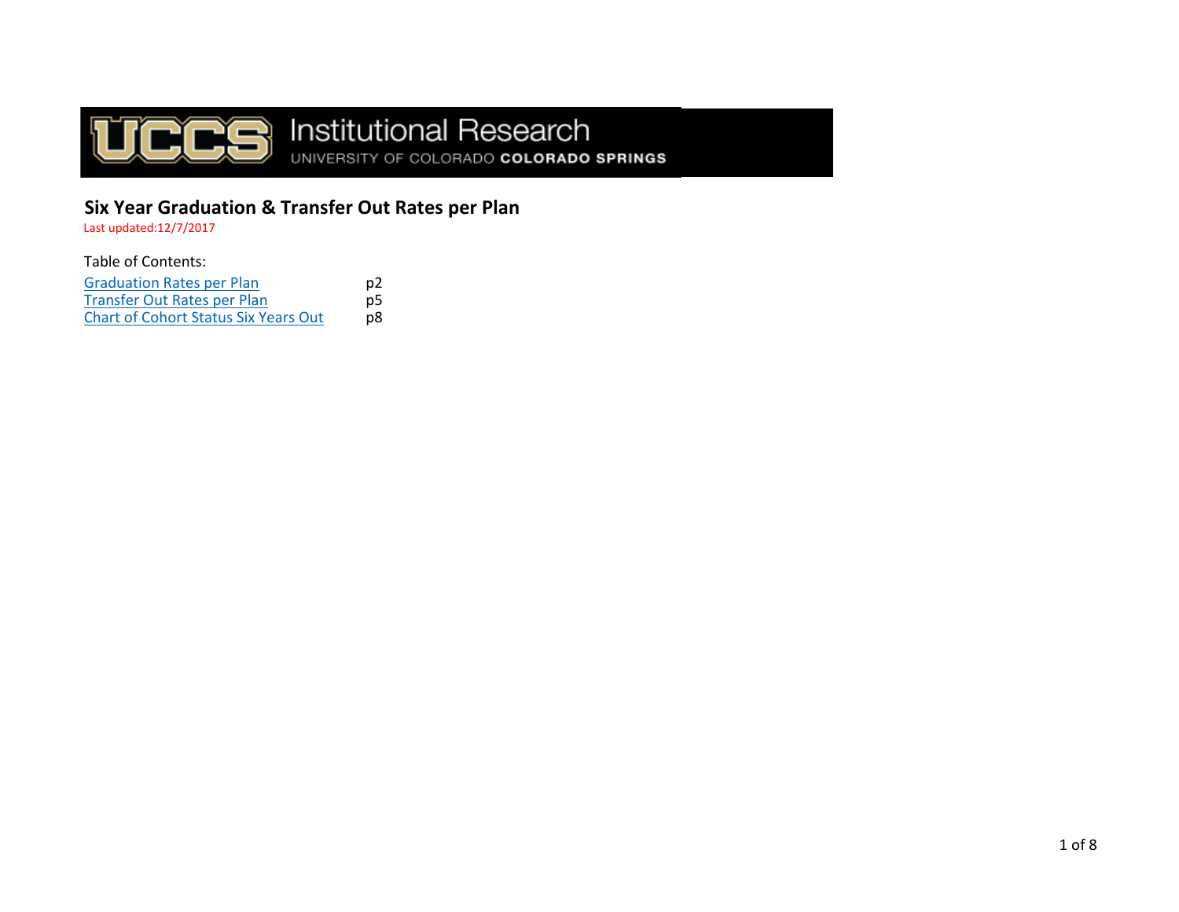# Institutional Research

UNIVERSITY OF COLORADO COLORADO SPRINGS

## Six Year Graduation & Transfer Out Rates per Plan

Last updated:12/7/2017

Table of Contents:

| | |
|---|---|
| Graduation Rates per Plan | p2 |
| Transfer Out Rates per Plan | p5 |
| Chart of Cohort Status Six Years Out | p8 |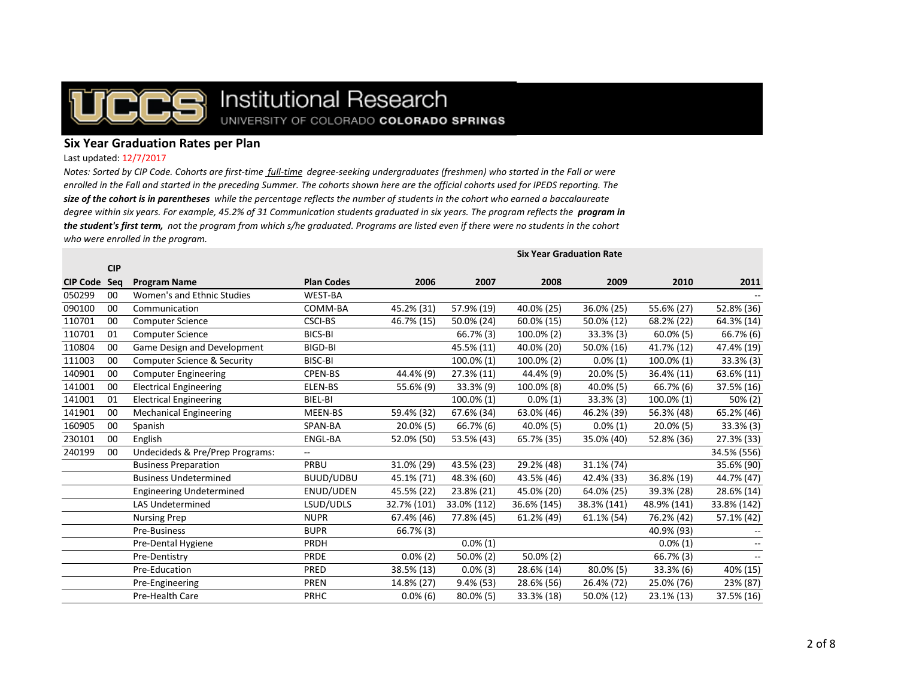**Institutional Research**
UNIVERSITY OF COLORADO **COLORADO SPRINGS**

## Six Year Graduation Rates per Plan

Last updated: 12/7/2017

*Notes: Sorted by CIP Code. Cohorts are first-time full-time degree-seeking undergraduates (freshmen) who started in the Fall or were enrolled in the Fall and started in the preceding Summer. The cohorts shown here are the official cohorts used for IPEDS reporting. The* ***size of the cohort is in parentheses*** *while the percentage reflects the number of students in the cohort who earned a baccalaureate degree within six years. For example, 45.2% of 31 Communication students graduated in six years. The program reflects the* ***program in the student's first term,*** *not the program from which s/he graduated. Programs are listed even if there were no students in the cohort who were enrolled in the program.*

| | | | | Six Year Graduation Rate | | | | | |
|---|---|---|---|---|---|---|---|---|---|
| **CIP Code** | **CIP Seq** | **Program Name** | **Plan Codes** | **2006** | **2007** | **2008** | **2009** | **2010** | **2011** |
| 050299 | 00 | Women's and Ethnic Studies | WEST-BA | | | | | | -- |
| 090100 | 00 | Communication | COMM-BA | 45.2% (31) | 57.9% (19) | 40.0% (25) | 36.0% (25) | 55.6% (27) | 52.8% (36) |
| 110701 | 00 | Computer Science | CSCI-BS | 46.7% (15) | 50.0% (24) | 60.0% (15) | 50.0% (12) | 68.2% (22) | 64.3% (14) |
| 110701 | 01 | Computer Science | BICS-BI | | 66.7% (3) | 100.0% (2) | 33.3% (3) | 60.0% (5) | 66.7% (6) |
| 110804 | 00 | Game Design and Development | BIGD-BI | | 45.5% (11) | 40.0% (20) | 50.0% (16) | 41.7% (12) | 47.4% (19) |
| 111003 | 00 | Computer Science & Security | BISC-BI | | 100.0% (1) | 100.0% (2) | 0.0% (1) | 100.0% (1) | 33.3% (3) |
| 140901 | 00 | Computer Engineering | CPEN-BS | 44.4% (9) | 27.3% (11) | 44.4% (9) | 20.0% (5) | 36.4% (11) | 63.6% (11) |
| 141001 | 00 | Electrical Engineering | ELEN-BS | 55.6% (9) | 33.3% (9) | 100.0% (8) | 40.0% (5) | 66.7% (6) | 37.5% (16) |
| 141001 | 01 | Electrical Engineering | BIEL-BI | | 100.0% (1) | 0.0% (1) | 33.3% (3) | 100.0% (1) | 50% (2) |
| 141901 | 00 | Mechanical Engineering | MEEN-BS | 59.4% (32) | 67.6% (34) | 63.0% (46) | 46.2% (39) | 56.3% (48) | 65.2% (46) |
| 160905 | 00 | Spanish | SPAN-BA | 20.0% (5) | 66.7% (6) | 40.0% (5) | 0.0% (1) | 20.0% (5) | 33.3% (3) |
| 230101 | 00 | English | ENGL-BA | 52.0% (50) | 53.5% (43) | 65.7% (35) | 35.0% (40) | 52.8% (36) | 27.3% (33) |
| 240199 | 00 | Undecideds & Pre/Prep Programs: | -- | | | | | | 34.5% (556) |
| | | Business Preparation | PRBU | 31.0% (29) | 43.5% (23) | 29.2% (48) | 31.1% (74) | | 35.6% (90) |
| | | Business Undetermined | BUUD/UDBU | 45.1% (71) | 48.3% (60) | 43.5% (46) | 42.4% (33) | 36.8% (19) | 44.7% (47) |
| | | Engineering Undetermined | ENUD/UDEN | 45.5% (22) | 23.8% (21) | 45.0% (20) | 64.0% (25) | 39.3% (28) | 28.6% (14) |
| | | LAS Undetermined | LSUD/UDLS | 32.7% (101) | 33.0% (112) | 36.6% (145) | 38.3% (141) | 48.9% (141) | 33.8% (142) |
| | | Nursing Prep | NUPR | 67.4% (46) | 77.8% (45) | 61.2% (49) | 61.1% (54) | 76.2% (42) | 57.1% (42) |
| | | Pre-Business | BUPR | 66.7% (3) | | | | 40.9% (93) | -- |
| | | Pre-Dental Hygiene | PRDH | | 0.0% (1) | | | 0.0% (1) | -- |
| | | Pre-Dentistry | PRDE | 0.0% (2) | 50.0% (2) | 50.0% (2) | | 66.7% (3) | -- |
| | | Pre-Education | PRED | 38.5% (13) | 0.0% (3) | 28.6% (14) | 80.0% (5) | 33.3% (6) | 40% (15) |
| | | Pre-Engineering | PREN | 14.8% (27) | 9.4% (53) | 28.6% (56) | 26.4% (72) | 25.0% (76) | 23% (87) |
| | | Pre-Health Care | PRHC | 0.0% (6) | 80.0% (5) | 33.3% (18) | 50.0% (12) | 23.1% (13) | 37.5% (16) |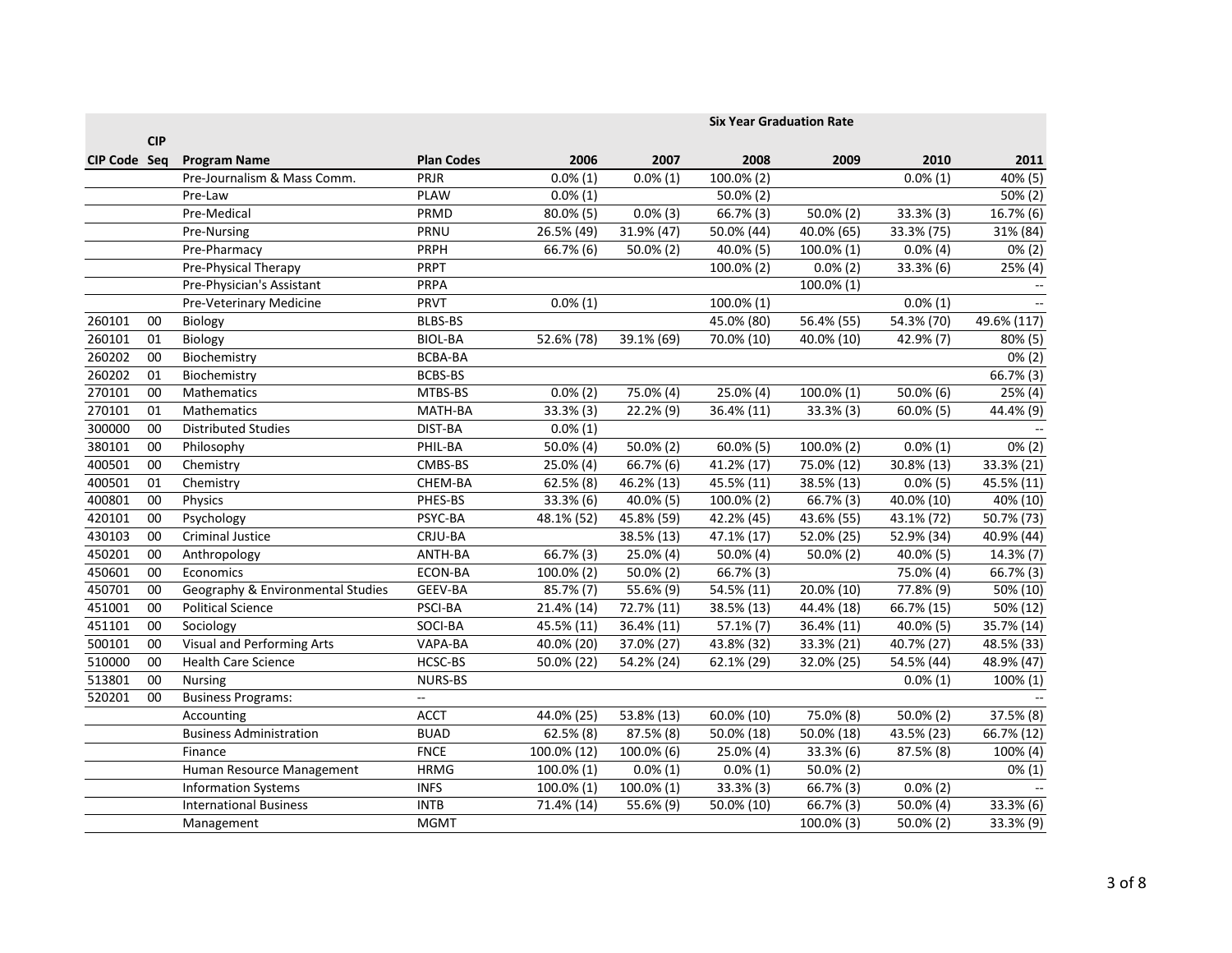| CIP Code | CIP Seq | Program Name | Plan Codes | Six Year Graduation Rate | | | | | |
|---|---|---|---|---|---|---|---|---|---|
| | | | | 2006 | 2007 | 2008 | 2009 | 2010 | 2011 |
| | | Pre-Journalism & Mass Comm. | PRJR | 0.0% (1) | 0.0% (1) | 100.0% (2) | | 0.0% (1) | 40% (5) |
| | | Pre-Law | PLAW | 0.0% (1) | | 50.0% (2) | | | 50% (2) |
| | | Pre-Medical | PRMD | 80.0% (5) | 0.0% (3) | 66.7% (3) | 50.0% (2) | 33.3% (3) | 16.7% (6) |
| | | Pre-Nursing | PRNU | 26.5% (49) | 31.9% (47) | 50.0% (44) | 40.0% (65) | 33.3% (75) | 31% (84) |
| | | Pre-Pharmacy | PRPH | 66.7% (6) | 50.0% (2) | 40.0% (5) | 100.0% (1) | 0.0% (4) | 0% (2) |
| | | Pre-Physical Therapy | PRPT | | | 100.0% (2) | 0.0% (2) | 33.3% (6) | 25% (4) |
| | | Pre-Physician's Assistant | PRPA | | | | 100.0% (1) | | -- |
| | | Pre-Veterinary Medicine | PRVT | 0.0% (1) | | 100.0% (1) | | 0.0% (1) | -- |
| 260101 | 00 | Biology | BLBS-BS | | | 45.0% (80) | 56.4% (55) | 54.3% (70) | 49.6% (117) |
| 260101 | 01 | Biology | BIOL-BA | 52.6% (78) | 39.1% (69) | 70.0% (10) | 40.0% (10) | 42.9% (7) | 80% (5) |
| 260202 | 00 | Biochemistry | BCBA-BA | | | | | | 0% (2) |
| 260202 | 01 | Biochemistry | BCBS-BS | | | | | | 66.7% (3) |
| 270101 | 00 | Mathematics | MTBS-BS | 0.0% (2) | 75.0% (4) | 25.0% (4) | 100.0% (1) | 50.0% (6) | 25% (4) |
| 270101 | 01 | Mathematics | MATH-BA | 33.3% (3) | 22.2% (9) | 36.4% (11) | 33.3% (3) | 60.0% (5) | 44.4% (9) |
| 300000 | 00 | Distributed Studies | DIST-BA | 0.0% (1) | | | | | -- |
| 380101 | 00 | Philosophy | PHIL-BA | 50.0% (4) | 50.0% (2) | 60.0% (5) | 100.0% (2) | 0.0% (1) | 0% (2) |
| 400501 | 00 | Chemistry | CMBS-BS | 25.0% (4) | 66.7% (6) | 41.2% (17) | 75.0% (12) | 30.8% (13) | 33.3% (21) |
| 400501 | 01 | Chemistry | CHEM-BA | 62.5% (8) | 46.2% (13) | 45.5% (11) | 38.5% (13) | 0.0% (5) | 45.5% (11) |
| 400801 | 00 | Physics | PHES-BS | 33.3% (6) | 40.0% (5) | 100.0% (2) | 66.7% (3) | 40.0% (10) | 40% (10) |
| 420101 | 00 | Psychology | PSYC-BA | 48.1% (52) | 45.8% (59) | 42.2% (45) | 43.6% (55) | 43.1% (72) | 50.7% (73) |
| 430103 | 00 | Criminal Justice | CRJU-BA | | 38.5% (13) | 47.1% (17) | 52.0% (25) | 52.9% (34) | 40.9% (44) |
| 450201 | 00 | Anthropology | ANTH-BA | 66.7% (3) | 25.0% (4) | 50.0% (4) | 50.0% (2) | 40.0% (5) | 14.3% (7) |
| 450601 | 00 | Economics | ECON-BA | 100.0% (2) | 50.0% (2) | 66.7% (3) | | 75.0% (4) | 66.7% (3) |
| 450701 | 00 | Geography & Environmental Studies | GEEV-BA | 85.7% (7) | 55.6% (9) | 54.5% (11) | 20.0% (10) | 77.8% (9) | 50% (10) |
| 451001 | 00 | Political Science | PSCI-BA | 21.4% (14) | 72.7% (11) | 38.5% (13) | 44.4% (18) | 66.7% (15) | 50% (12) |
| 451101 | 00 | Sociology | SOCI-BA | 45.5% (11) | 36.4% (11) | 57.1% (7) | 36.4% (11) | 40.0% (5) | 35.7% (14) |
| 500101 | 00 | Visual and Performing Arts | VAPA-BA | 40.0% (20) | 37.0% (27) | 43.8% (32) | 33.3% (21) | 40.7% (27) | 48.5% (33) |
| 510000 | 00 | Health Care Science | HCSC-BS | 50.0% (22) | 54.2% (24) | 62.1% (29) | 32.0% (25) | 54.5% (44) | 48.9% (47) |
| 513801 | 00 | Nursing | NURS-BS | | | | | 0.0% (1) | 100% (1) |
| 520201 | 00 | Business Programs: | -- | | | | | | -- |
| | | Accounting | ACCT | 44.0% (25) | 53.8% (13) | 60.0% (10) | 75.0% (8) | 50.0% (2) | 37.5% (8) |
| | | Business Administration | BUAD | 62.5% (8) | 87.5% (8) | 50.0% (18) | 50.0% (18) | 43.5% (23) | 66.7% (12) |
| | | Finance | FNCE | 100.0% (12) | 100.0% (6) | 25.0% (4) | 33.3% (6) | 87.5% (8) | 100% (4) |
| | | Human Resource Management | HRMG | 100.0% (1) | 0.0% (1) | 0.0% (1) | 50.0% (2) | | 0% (1) |
| | | Information Systems | INFS | 100.0% (1) | 100.0% (1) | 33.3% (3) | 66.7% (3) | 0.0% (2) | -- |
| | | International Business | INTB | 71.4% (14) | 55.6% (9) | 50.0% (10) | 66.7% (3) | 50.0% (4) | 33.3% (6) |
| | | Management | MGMT | | | | 100.0% (3) | 50.0% (2) | 33.3% (9) |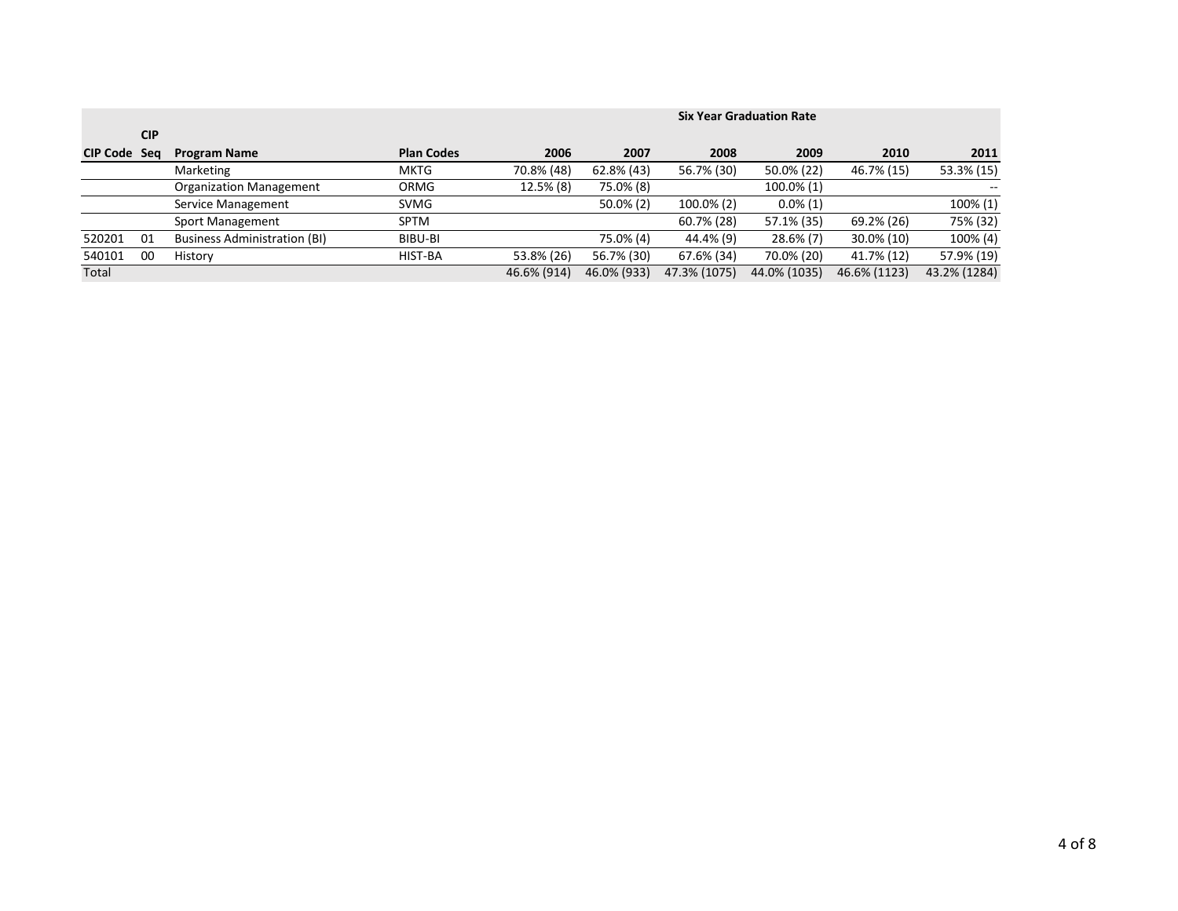| CIP Code | CIP Seq | Program Name | Plan Codes | Six Year Graduation Rate | | | | | |
|---|---|---|---|---|---|---|---|---|---|
| | | | | 2006 | 2007 | 2008 | 2009 | 2010 | 2011 |
| | | Marketing | MKTG | 70.8% (48) | 62.8% (43) | 56.7% (30) | 50.0% (22) | 46.7% (15) | 53.3% (15) |
| | | Organization Management | ORMG | 12.5% (8) | 75.0% (8) | | 100.0% (1) | | -- |
| | | Service Management | SVMG | | 50.0% (2) | 100.0% (2) | 0.0% (1) | | 100% (1) |
| | | Sport Management | SPTM | | | 60.7% (28) | 57.1% (35) | 69.2% (26) | 75% (32) |
| 520201 | 01 | Business Administration (BI) | BIBU-BI | | 75.0% (4) | 44.4% (9) | 28.6% (7) | 30.0% (10) | 100% (4) |
| 540101 | 00 | History | HIST-BA | 53.8% (26) | 56.7% (30) | 67.6% (34) | 70.0% (20) | 41.7% (12) | 57.9% (19) |
| Total | | | | 46.6% (914) | 46.0% (933) | 47.3% (1075) | 44.0% (1035) | 46.6% (1123) | 43.2% (1284) |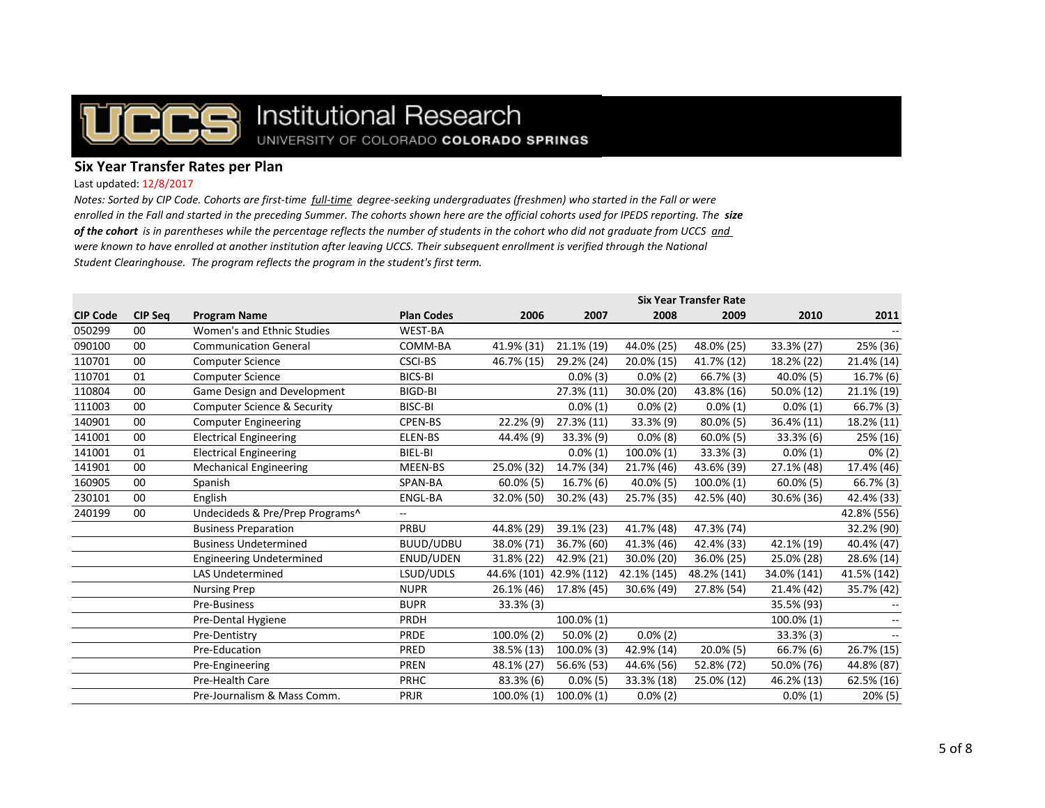Institutional Research

UNIVERSITY OF COLORADO **COLORADO SPRINGS**

## Six Year Transfer Rates per Plan

Last updated: 12/8/2017

*Notes: Sorted by CIP Code. Cohorts are first-time full-time degree-seeking undergraduates (freshmen) who started in the Fall or were enrolled in the Fall and started in the preceding Summer. The cohorts shown here are the official cohorts used for IPEDS reporting. The **size of the cohort** is in parentheses while the percentage reflects the number of students in the cohort who did not graduate from UCCS and were known to have enrolled at another institution after leaving UCCS. Their subsequent enrollment is verified through the National Student Clearinghouse. The program reflects the program in the student's first term.*

| | | | | Six Year Transfer Rate | | | | | |
|---|---|---|---|---|---|---|---|---|---|
| **CIP Code** | **CIP Seq** | **Program Name** | **Plan Codes** | **2006** | **2007** | **2008** | **2009** | **2010** | **2011** |
| 050299 | 00 | Women's and Ethnic Studies | WEST-BA | | | | | | -- |
| 090100 | 00 | Communication General | COMM-BA | 41.9% (31) | 21.1% (19) | 44.0% (25) | 48.0% (25) | 33.3% (27) | 25% (36) |
| 110701 | 00 | Computer Science | CSCI-BS | 46.7% (15) | 29.2% (24) | 20.0% (15) | 41.7% (12) | 18.2% (22) | 21.4% (14) |
| 110701 | 01 | Computer Science | BICS-BI | | 0.0% (3) | 0.0% (2) | 66.7% (3) | 40.0% (5) | 16.7% (6) |
| 110804 | 00 | Game Design and Development | BIGD-BI | | 27.3% (11) | 30.0% (20) | 43.8% (16) | 50.0% (12) | 21.1% (19) |
| 111003 | 00 | Computer Science & Security | BISC-BI | | 0.0% (1) | 0.0% (2) | 0.0% (1) | 0.0% (1) | 66.7% (3) |
| 140901 | 00 | Computer Engineering | CPEN-BS | 22.2% (9) | 27.3% (11) | 33.3% (9) | 80.0% (5) | 36.4% (11) | 18.2% (11) |
| 141001 | 00 | Electrical Engineering | ELEN-BS | 44.4% (9) | 33.3% (9) | 0.0% (8) | 60.0% (5) | 33.3% (6) | 25% (16) |
| 141001 | 01 | Electrical Engineering | BIEL-BI | | 0.0% (1) | 100.0% (1) | 33.3% (3) | 0.0% (1) | 0% (2) |
| 141901 | 00 | Mechanical Engineering | MEEN-BS | 25.0% (32) | 14.7% (34) | 21.7% (46) | 43.6% (39) | 27.1% (48) | 17.4% (46) |
| 160905 | 00 | Spanish | SPAN-BA | 60.0% (5) | 16.7% (6) | 40.0% (5) | 100.0% (1) | 60.0% (5) | 66.7% (3) |
| 230101 | 00 | English | ENGL-BA | 32.0% (50) | 30.2% (43) | 25.7% (35) | 42.5% (40) | 30.6% (36) | 42.4% (33) |
| 240199 | 00 | Undecideds & Pre/Prep Programs^ | -- | | | | | | 42.8% (556) |
| | | Business Preparation | PRBU | 44.8% (29) | 39.1% (23) | 41.7% (48) | 47.3% (74) | | 32.2% (90) |
| | | Business Undetermined | BUUD/UDBU | 38.0% (71) | 36.7% (60) | 41.3% (46) | 42.4% (33) | 42.1% (19) | 40.4% (47) |
| | | Engineering Undetermined | ENUD/UDEN | 31.8% (22) | 42.9% (21) | 30.0% (20) | 36.0% (25) | 25.0% (28) | 28.6% (14) |
| | | LAS Undetermined | LSUD/UDLS | 44.6% (101) | 42.9% (112) | 42.1% (145) | 48.2% (141) | 34.0% (141) | 41.5% (142) |
| | | Nursing Prep | NUPR | 26.1% (46) | 17.8% (45) | 30.6% (49) | 27.8% (54) | 21.4% (42) | 35.7% (42) |
| | | Pre-Business | BUPR | 33.3% (3) | | | | 35.5% (93) | -- |
| | | Pre-Dental Hygiene | PRDH | | 100.0% (1) | | | 100.0% (1) | -- |
| | | Pre-Dentistry | PRDE | 100.0% (2) | 50.0% (2) | 0.0% (2) | | 33.3% (3) | -- |
| | | Pre-Education | PRED | 38.5% (13) | 100.0% (3) | 42.9% (14) | 20.0% (5) | 66.7% (6) | 26.7% (15) |
| | | Pre-Engineering | PREN | 48.1% (27) | 56.6% (53) | 44.6% (56) | 52.8% (72) | 50.0% (76) | 44.8% (87) |
| | | Pre-Health Care | PRHC | 83.3% (6) | 0.0% (5) | 33.3% (18) | 25.0% (12) | 46.2% (13) | 62.5% (16) |
| | | Pre-Journalism & Mass Comm. | PRJR | 100.0% (1) | 100.0% (1) | 0.0% (2) | | 0.0% (1) | 20% (5) |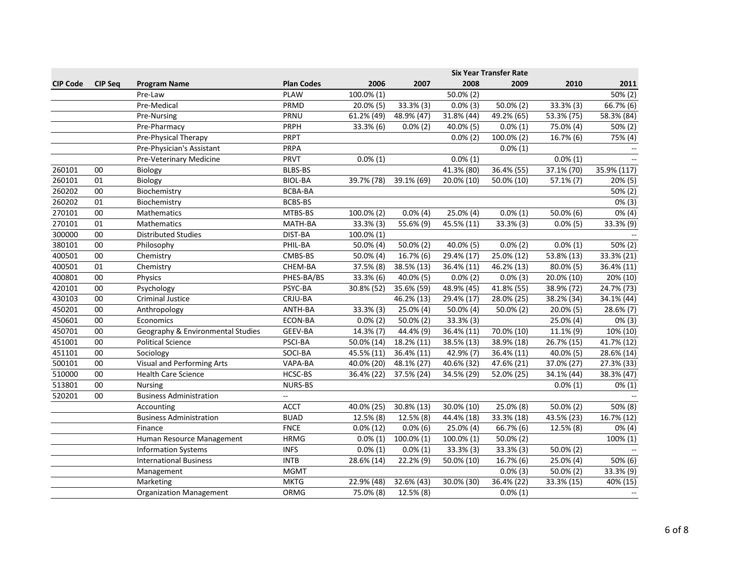| CIP Code | CIP Seq | Program Name | Plan Codes | Six Year Transfer Rate | | | | | |
|---|---|---|---|---|---|---|---|---|---|
| | | | | 2006 | 2007 | 2008 | 2009 | 2010 | 2011 |
| | | Pre-Law | PLAW | 100.0% (1) | | 50.0% (2) | | | 50% (2) |
| | | Pre-Medical | PRMD | 20.0% (5) | 33.3% (3) | 0.0% (3) | 50.0% (2) | 33.3% (3) | 66.7% (6) |
| | | Pre-Nursing | PRNU | 61.2% (49) | 48.9% (47) | 31.8% (44) | 49.2% (65) | 53.3% (75) | 58.3% (84) |
| | | Pre-Pharmacy | PRPH | 33.3% (6) | 0.0% (2) | 40.0% (5) | 0.0% (1) | 75.0% (4) | 50% (2) |
| | | Pre-Physical Therapy | PRPT | | | 0.0% (2) | 100.0% (2) | 16.7% (6) | 75% (4) |
| | | Pre-Physician's Assistant | PRPA | | | | 0.0% (1) | | -- |
| | | Pre-Veterinary Medicine | PRVT | 0.0% (1) | | 0.0% (1) | | 0.0% (1) | -- |
| 260101 | 00 | Biology | BLBS-BS | | | 41.3% (80) | 36.4% (55) | 37.1% (70) | 35.9% (117) |
| 260101 | 01 | Biology | BIOL-BA | 39.7% (78) | 39.1% (69) | 20.0% (10) | 50.0% (10) | 57.1% (7) | 20% (5) |
| 260202 | 00 | Biochemistry | BCBA-BA | | | | | | 50% (2) |
| 260202 | 01 | Biochemistry | BCBS-BS | | | | | | 0% (3) |
| 270101 | 00 | Mathematics | MTBS-BS | 100.0% (2) | 0.0% (4) | 25.0% (4) | 0.0% (1) | 50.0% (6) | 0% (4) |
| 270101 | 01 | Mathematics | MATH-BA | 33.3% (3) | 55.6% (9) | 45.5% (11) | 33.3% (3) | 0.0% (5) | 33.3% (9) |
| 300000 | 00 | Distributed Studies | DIST-BA | 100.0% (1) | | | | | -- |
| 380101 | 00 | Philosophy | PHIL-BA | 50.0% (4) | 50.0% (2) | 40.0% (5) | 0.0% (2) | 0.0% (1) | 50% (2) |
| 400501 | 00 | Chemistry | CMBS-BS | 50.0% (4) | 16.7% (6) | 29.4% (17) | 25.0% (12) | 53.8% (13) | 33.3% (21) |
| 400501 | 01 | Chemistry | CHEM-BA | 37.5% (8) | 38.5% (13) | 36.4% (11) | 46.2% (13) | 80.0% (5) | 36.4% (11) |
| 400801 | 00 | Physics | PHES-BA/BS | 33.3% (6) | 40.0% (5) | 0.0% (2) | 0.0% (3) | 20.0% (10) | 20% (10) |
| 420101 | 00 | Psychology | PSYC-BA | 30.8% (52) | 35.6% (59) | 48.9% (45) | 41.8% (55) | 38.9% (72) | 24.7% (73) |
| 430103 | 00 | Criminal Justice | CRJU-BA | | 46.2% (13) | 29.4% (17) | 28.0% (25) | 38.2% (34) | 34.1% (44) |
| 450201 | 00 | Anthropology | ANTH-BA | 33.3% (3) | 25.0% (4) | 50.0% (4) | 50.0% (2) | 20.0% (5) | 28.6% (7) |
| 450601 | 00 | Economics | ECON-BA | 0.0% (2) | 50.0% (2) | 33.3% (3) | | 25.0% (4) | 0% (3) |
| 450701 | 00 | Geography & Environmental Studies | GEEV-BA | 14.3% (7) | 44.4% (9) | 36.4% (11) | 70.0% (10) | 11.1% (9) | 10% (10) |
| 451001 | 00 | Political Science | PSCI-BA | 50.0% (14) | 18.2% (11) | 38.5% (13) | 38.9% (18) | 26.7% (15) | 41.7% (12) |
| 451101 | 00 | Sociology | SOCI-BA | 45.5% (11) | 36.4% (11) | 42.9% (7) | 36.4% (11) | 40.0% (5) | 28.6% (14) |
| 500101 | 00 | Visual and Performing Arts | VAPA-BA | 40.0% (20) | 48.1% (27) | 40.6% (32) | 47.6% (21) | 37.0% (27) | 27.3% (33) |
| 510000 | 00 | Health Care Science | HCSC-BS | 36.4% (22) | 37.5% (24) | 34.5% (29) | 52.0% (25) | 34.1% (44) | 38.3% (47) |
| 513801 | 00 | Nursing | NURS-BS | | | | | 0.0% (1) | 0% (1) |
| 520201 | 00 | Business Administration | -- | | | | | | -- |
| | | Accounting | ACCT | 40.0% (25) | 30.8% (13) | 30.0% (10) | 25.0% (8) | 50.0% (2) | 50% (8) |
| | | Business Administration | BUAD | 12.5% (8) | 12.5% (8) | 44.4% (18) | 33.3% (18) | 43.5% (23) | 16.7% (12) |
| | | Finance | FNCE | 0.0% (12) | 0.0% (6) | 25.0% (4) | 66.7% (6) | 12.5% (8) | 0% (4) |
| | | Human Resource Management | HRMG | 0.0% (1) | 100.0% (1) | 100.0% (1) | 50.0% (2) | | 100% (1) |
| | | Information Systems | INFS | 0.0% (1) | 0.0% (1) | 33.3% (3) | 33.3% (3) | 50.0% (2) | -- |
| | | International Business | INTB | 28.6% (14) | 22.2% (9) | 50.0% (10) | 16.7% (6) | 25.0% (4) | 50% (6) |
| | | Management | MGMT | | | | 0.0% (3) | 50.0% (2) | 33.3% (9) |
| | | Marketing | MKTG | 22.9% (48) | 32.6% (43) | 30.0% (30) | 36.4% (22) | 33.3% (15) | 40% (15) |
| | | Organization Management | ORMG | 75.0% (8) | 12.5% (8) | | 0.0% (1) | | -- |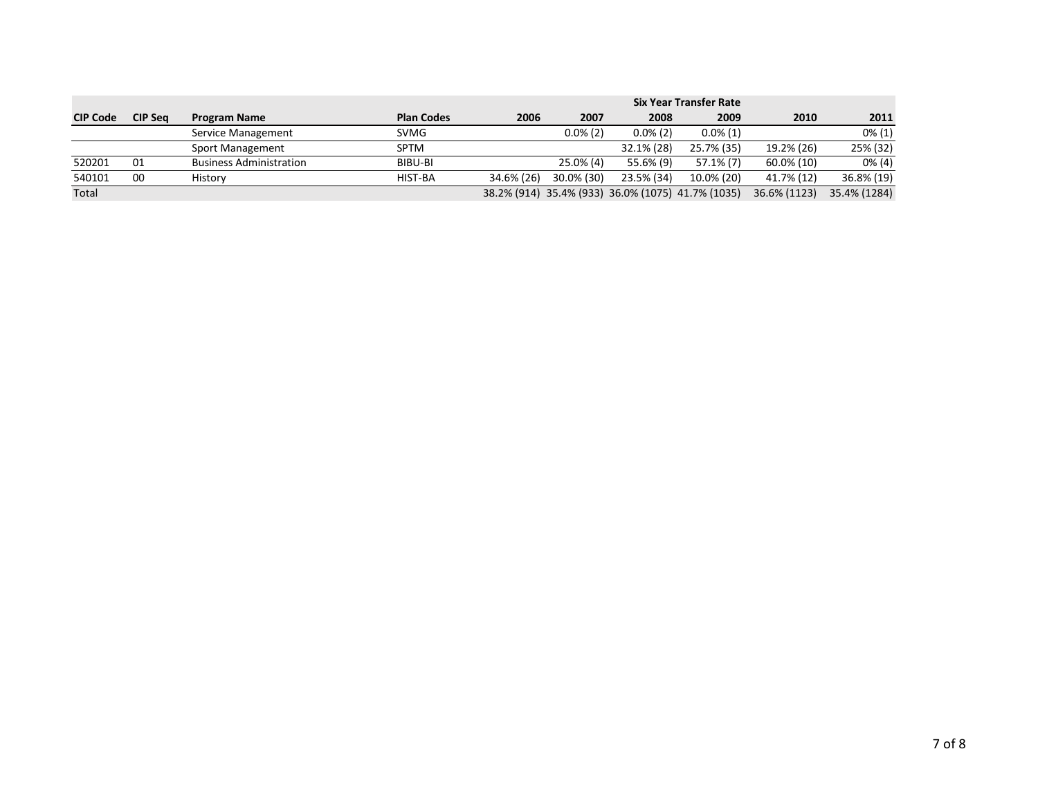| CIP Code | CIP Seq | Program Name | Plan Codes | Six Year Transfer Rate | | | | | |
|---|---|---|---|---|---|---|---|---|---|
| | | | | 2006 | 2007 | 2008 | 2009 | 2010 | 2011 |
| | | Service Management | SVMG | | 0.0% (2) | 0.0% (2) | 0.0% (1) | | 0% (1) |
| | | Sport Management | SPTM | | | 32.1% (28) | 25.7% (35) | 19.2% (26) | 25% (32) |
| 520201 | 01 | Business Administration | BIBU-BI | | 25.0% (4) | 55.6% (9) | 57.1% (7) | 60.0% (10) | 0% (4) |
| 540101 | 00 | History | HIST-BA | 34.6% (26) | 30.0% (30) | 23.5% (34) | 10.0% (20) | 41.7% (12) | 36.8% (19) |
| Total | | | | 38.2% (914) | 35.4% (933) | 36.0% (1075) | 41.7% (1035) | 36.6% (1123) | 35.4% (1284) |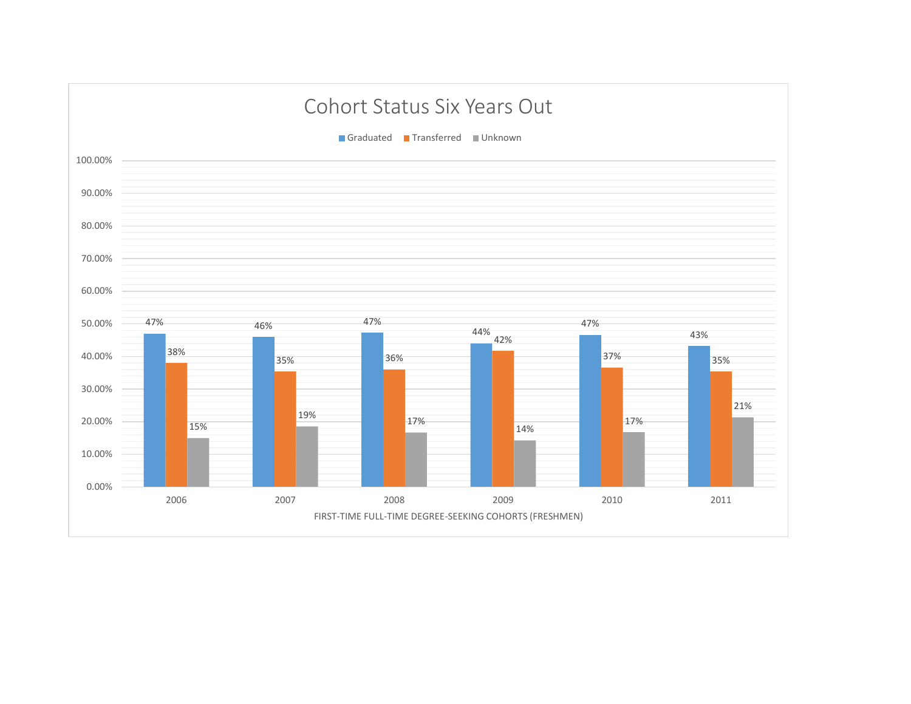Cohort Status Six Years Out

Graduated  Transferred  Unknown

100.00%
90.00%
80.00%
70.00%
60.00%
50.00%
40.00%
30.00%
20.00%
10.00%
0.00%

2006: 47% 38% 15%
2007: 46% 35% 19%
2008: 47% 36% 17%
2009: 44% 42% 14%
2010: 47% 37% 17%
2011: 43% 35% 21%

FIRST-TIME FULL-TIME DEGREE-SEEKING COHORTS (FRESHMEN)